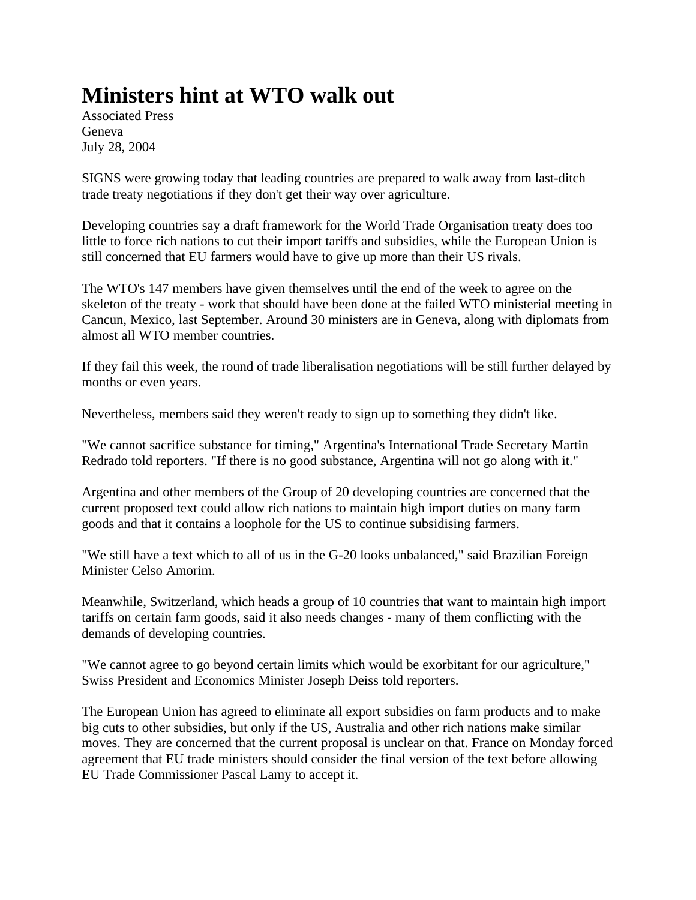# Ministers hint at WTO walk out

Associated Press
Geneva
July 28, 2004

SIGNS were growing today that leading countries are prepared to walk away from last-ditch trade treaty negotiations if they don't get their way over agriculture.

Developing countries say a draft framework for the World Trade Organisation treaty does too little to force rich nations to cut their import tariffs and subsidies, while the European Union is still concerned that EU farmers would have to give up more than their US rivals.

The WTO's 147 members have given themselves until the end of the week to agree on the skeleton of the treaty - work that should have been done at the failed WTO ministerial meeting in Cancun, Mexico, last September. Around 30 ministers are in Geneva, along with diplomats from almost all WTO member countries.

If they fail this week, the round of trade liberalisation negotiations will be still further delayed by months or even years.

Nevertheless, members said they weren't ready to sign up to something they didn't like.

"We cannot sacrifice substance for timing," Argentina's International Trade Secretary Martin Redrado told reporters. "If there is no good substance, Argentina will not go along with it."

Argentina and other members of the Group of 20 developing countries are concerned that the current proposed text could allow rich nations to maintain high import duties on many farm goods and that it contains a loophole for the US to continue subsidising farmers.

"We still have a text which to all of us in the G-20 looks unbalanced," said Brazilian Foreign Minister Celso Amorim.

Meanwhile, Switzerland, which heads a group of 10 countries that want to maintain high import tariffs on certain farm goods, said it also needs changes - many of them conflicting with the demands of developing countries.

"We cannot agree to go beyond certain limits which would be exorbitant for our agriculture," Swiss President and Economics Minister Joseph Deiss told reporters.

The European Union has agreed to eliminate all export subsidies on farm products and to make big cuts to other subsidies, but only if the US, Australia and other rich nations make similar moves. They are concerned that the current proposal is unclear on that. France on Monday forced agreement that EU trade ministers should consider the final version of the text before allowing EU Trade Commissioner Pascal Lamy to accept it.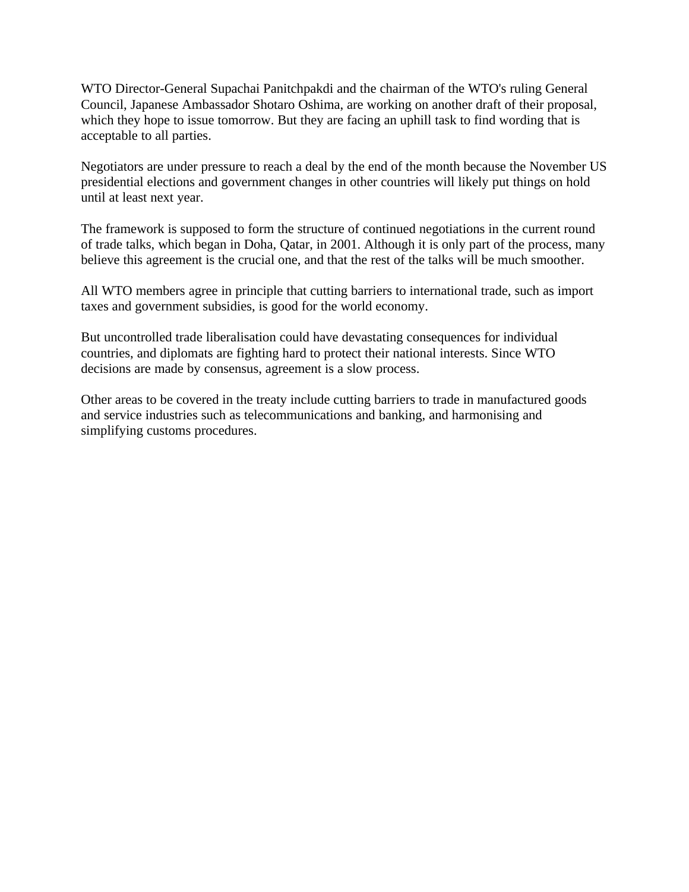WTO Director-General Supachai Panitchpakdi and the chairman of the WTO's ruling General Council, Japanese Ambassador Shotaro Oshima, are working on another draft of their proposal, which they hope to issue tomorrow. But they are facing an uphill task to find wording that is acceptable to all parties.

Negotiators are under pressure to reach a deal by the end of the month because the November US presidential elections and government changes in other countries will likely put things on hold until at least next year.

The framework is supposed to form the structure of continued negotiations in the current round of trade talks, which began in Doha, Qatar, in 2001. Although it is only part of the process, many believe this agreement is the crucial one, and that the rest of the talks will be much smoother.

All WTO members agree in principle that cutting barriers to international trade, such as import taxes and government subsidies, is good for the world economy.

But uncontrolled trade liberalisation could have devastating consequences for individual countries, and diplomats are fighting hard to protect their national interests. Since WTO decisions are made by consensus, agreement is a slow process.

Other areas to be covered in the treaty include cutting barriers to trade in manufactured goods and service industries such as telecommunications and banking, and harmonising and simplifying customs procedures.